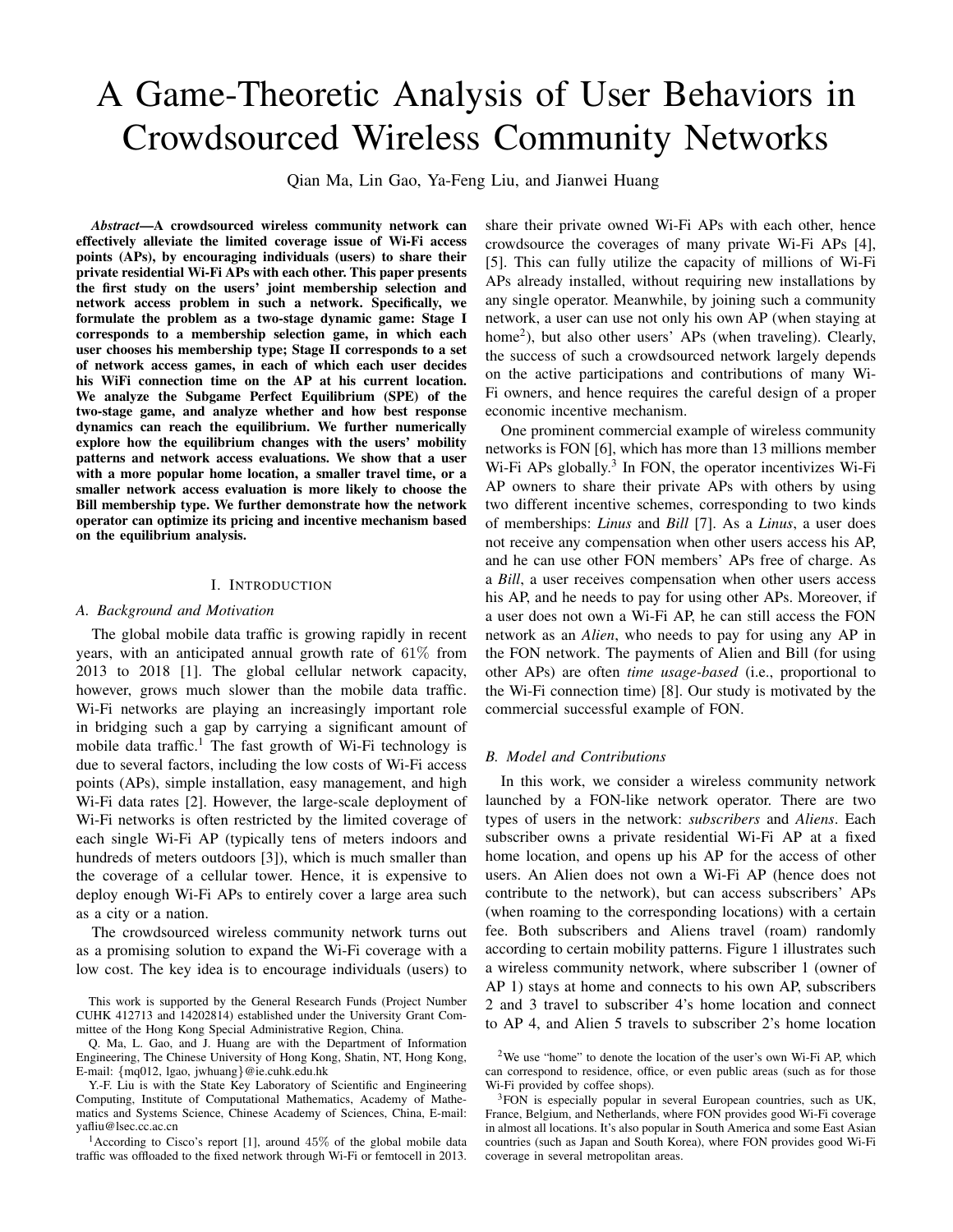# A Game-Theoretic Analysis of User Behaviors in Crowdsourced Wireless Community Networks

Qian Ma, Lin Gao, Ya-Feng Liu, and Jianwei Huang

***Abstract*—A crowdsourced wireless community network can effectively alleviate the limited coverage issue of Wi-Fi access points (APs), by encouraging individuals (users) to share their private residential Wi-Fi APs with each other. This paper presents the first study on the users' joint membership selection and network access problem in such a network. Specifically, we formulate the problem as a two-stage dynamic game: Stage I corresponds to a membership selection game, in which each user chooses his membership type; Stage II corresponds to a set of network access games, in each of which each user decides his WiFi connection time on the AP at his current location. We analyze the Subgame Perfect Equilibrium (SPE) of the two-stage game, and analyze whether and how best response dynamics can reach the equilibrium. We further numerically explore how the equilibrium changes with the users' mobility patterns and network access evaluations. We show that a user with a more popular home location, a smaller travel time, or a smaller network access evaluation is more likely to choose the Bill membership type. We further demonstrate how the network operator can optimize its pricing and incentive mechanism based on the equilibrium analysis.**

## I. Introduction

### A. Background and Motivation

The global mobile data traffic is growing rapidly in recent years, with an anticipated annual growth rate of 61% from 2013 to 2018 [1]. The global cellular network capacity, however, grows much slower than the mobile data traffic. Wi-Fi networks are playing an increasingly important role in bridging such a gap by carrying a significant amount of mobile data traffic.[1] The fast growth of Wi-Fi technology is due to several factors, including the low costs of Wi-Fi access points (APs), simple installation, easy management, and high Wi-Fi data rates [2]. However, the large-scale deployment of Wi-Fi networks is often restricted by the limited coverage of each single Wi-Fi AP (typically tens of meters indoors and hundreds of meters outdoors [3]), which is much smaller than the coverage of a cellular tower. Hence, it is expensive to deploy enough Wi-Fi APs to entirely cover a large area such as a city or a nation.

The crowdsourced wireless community network turns out as a promising solution to expand the Wi-Fi coverage with a low cost. The key idea is to encourage individuals (users) to share their private owned Wi-Fi APs with each other, hence crowdsource the coverages of many private Wi-Fi APs [4], [5]. This can fully utilize the capacity of millions of Wi-Fi APs already installed, without requiring new installations by any single operator. Meanwhile, by joining such a community network, a user can use not only his own AP (when staying at home[2]), but also other users' APs (when traveling). Clearly, the success of such a crowdsourced network largely depends on the active participations and contributions of many Wi-Fi owners, and hence requires the careful design of a proper economic incentive mechanism.

One prominent commercial example of wireless community networks is FON [6], which has more than 13 millions member Wi-Fi APs globally.[3] In FON, the operator incentivizes Wi-Fi AP owners to share their private APs with others by using two different incentive schemes, corresponding to two kinds of memberships: *Linus* and *Bill* [7]. As a *Linus*, a user does not receive any compensation when other users access his AP, and he can use other FON members' APs free of charge. As a *Bill*, a user receives compensation when other users access his AP, and he needs to pay for using other APs. Moreover, if a user does not own a Wi-Fi AP, he can still access the FON network as an *Alien*, who needs to pay for using any AP in the FON network. The payments of Alien and Bill (for using other APs) are often *time usage-based* (i.e., proportional to the Wi-Fi connection time) [8]. Our study is motivated by the commercial successful example of FON.

### B. Model and Contributions

In this work, we consider a wireless community network launched by a FON-like network operator. There are two types of users in the network: *subscribers* and *Aliens*. Each subscriber owns a private residential Wi-Fi AP at a fixed home location, and opens up his AP for the access of other users. An Alien does not own a Wi-Fi AP (hence does not contribute to the network), but can access subscribers' APs (when roaming to the corresponding locations) with a certain fee. Both subscribers and Aliens travel (roam) randomly according to certain mobility patterns. Figure 1 illustrates such a wireless community network, where subscriber 1 (owner of AP 1) stays at home and connects to his own AP, subscribers 2 and 3 travel to subscriber 4's home location and connect to AP 4, and Alien 5 travels to subscriber 2's home location

---

This work is supported by the General Research Funds (Project Number CUHK 412713 and 14202814) established under the University Grant Committee of the Hong Kong Special Administrative Region, China.

Q. Ma, L. Gao, and J. Huang are with the Department of Information Engineering, The Chinese University of Hong Kong, Shatin, NT, Hong Kong, E-mail: {mq012, lgao, jwhuang}@ie.cuhk.edu.hk

Y.-F. Liu is with the State Key Laboratory of Scientific and Engineering Computing, Institute of Computational Mathematics, Academy of Mathematics and Systems Science, Chinese Academy of Sciences, China, E-mail: yafliu@lsec.cc.ac.cn

[1] According to Cisco's report [1], around 45% of the global mobile data traffic was offloaded to the fixed network through Wi-Fi or femtocell in 2013.

[2] We use "home" to denote the location of the user's own Wi-Fi AP, which can correspond to residence, office, or even public areas (such as for those Wi-Fi provided by coffee shops).

[3] FON is especially popular in several European countries, such as UK, France, Belgium, and Netherlands, where FON provides good Wi-Fi coverage in almost all locations. It's also popular in South America and some East Asian countries (such as Japan and South Korea), where FON provides good Wi-Fi coverage in several metropolitan areas.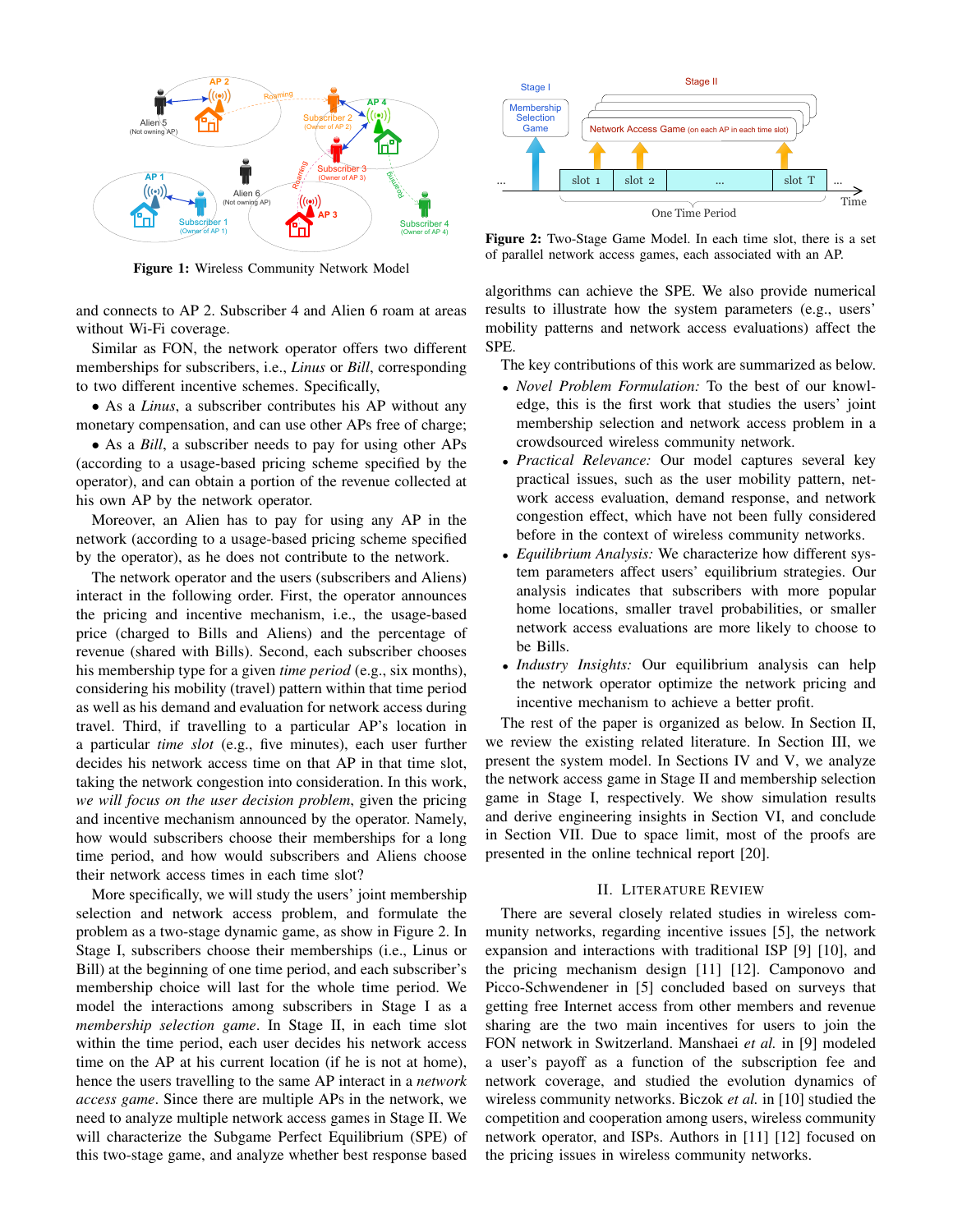Figure 1: Wireless Community Network Model

Figure 2: Two-Stage Game Model. In each time slot, there is a set of parallel network access games, each associated with an AP.

and connects to AP 2. Subscriber 4 and Alien 6 roam at areas without Wi-Fi coverage.

Similar as FON, the network operator offers two different memberships for subscribers, i.e., *Linus* or *Bill*, corresponding to two different incentive schemes. Specifically,

• As a *Linus*, a subscriber contributes his AP without any monetary compensation, and can use other APs free of charge;

• As a *Bill*, a subscriber needs to pay for using other APs (according to a usage-based pricing scheme specified by the operator), and can obtain a portion of the revenue collected at his own AP by the network operator.

Moreover, an Alien has to pay for using any AP in the network (according to a usage-based pricing scheme specified by the operator), as he does not contribute to the network.

The network operator and the users (subscribers and Aliens) interact in the following order. First, the operator announces the pricing and incentive mechanism, i.e., the usage-based price (charged to Bills and Aliens) and the percentage of revenue (shared with Bills). Second, each subscriber chooses his membership type for a given *time period* (e.g., six months), considering his mobility (travel) pattern within that time period as well as his demand and evaluation for network access during travel. Third, if travelling to a particular AP's location in a particular *time slot* (e.g., five minutes), each user further decides his network access time on that AP in that time slot, taking the network congestion into consideration. In this work, *we will focus on the user decision problem*, given the pricing and incentive mechanism announced by the operator. Namely, how would subscribers choose their memberships for a long time period, and how would subscribers and Aliens choose their network access times in each time slot?

More specifically, we will study the users' joint membership selection and network access problem, and formulate the problem as a two-stage dynamic game, as show in Figure 2. In Stage I, subscribers choose their memberships (i.e., Linus or Bill) at the beginning of one time period, and each subscriber's membership choice will last for the whole time period. We model the interactions among subscribers in Stage I as a *membership selection game*. In Stage II, in each time slot within the time period, each user decides his network access time on the AP at his current location (if he is not at home), hence the users travelling to the same AP interact in a *network access game*. Since there are multiple APs in the network, we need to analyze multiple network access games in Stage II. We will characterize the Subgame Perfect Equilibrium (SPE) of this two-stage game, and analyze whether best response based algorithms can achieve the SPE. We also provide numerical results to illustrate how the system parameters (e.g., users' mobility patterns and network access evaluations) affect the SPE.

The key contributions of this work are summarized as below.

- *Novel Problem Formulation:* To the best of our knowledge, this is the first work that studies the users' joint membership selection and network access problem in a crowdsourced wireless community network.
- *Practical Relevance:* Our model captures several key practical issues, such as the user mobility pattern, network access evaluation, demand response, and network congestion effect, which have not been fully considered before in the context of wireless community networks.
- *Equilibrium Analysis:* We characterize how different system parameters affect users' equilibrium strategies. Our analysis indicates that subscribers with more popular home locations, smaller travel probabilities, or smaller network access evaluations are more likely to choose to be Bills.
- *Industry Insights:* Our equilibrium analysis can help the network operator optimize the network pricing and incentive mechanism to achieve a better profit.

The rest of the paper is organized as below. In Section II, we review the existing related literature. In Section III, we present the system model. In Sections IV and V, we analyze the network access game in Stage II and membership selection game in Stage I, respectively. We show simulation results and derive engineering insights in Section VI, and conclude in Section VII. Due to space limit, most of the proofs are presented in the online technical report [20].

## II. Literature Review

There are several closely related studies in wireless community networks, regarding incentive issues [5], the network expansion and interactions with traditional ISP [9] [10], and the pricing mechanism design [11] [12]. Camponovo and Picco-Schwendener in [5] concluded based on surveys that getting free Internet access from other members and revenue sharing are the two main incentives for users to join the FON network in Switzerland. Manshaei *et al.* in [9] modeled a user's payoff as a function of the subscription fee and network coverage, and studied the evolution dynamics of wireless community networks. Biczok *et al.* in [10] studied the competition and cooperation among users, wireless community network operator, and ISPs. Authors in [11] [12] focused on the pricing issues in wireless community networks.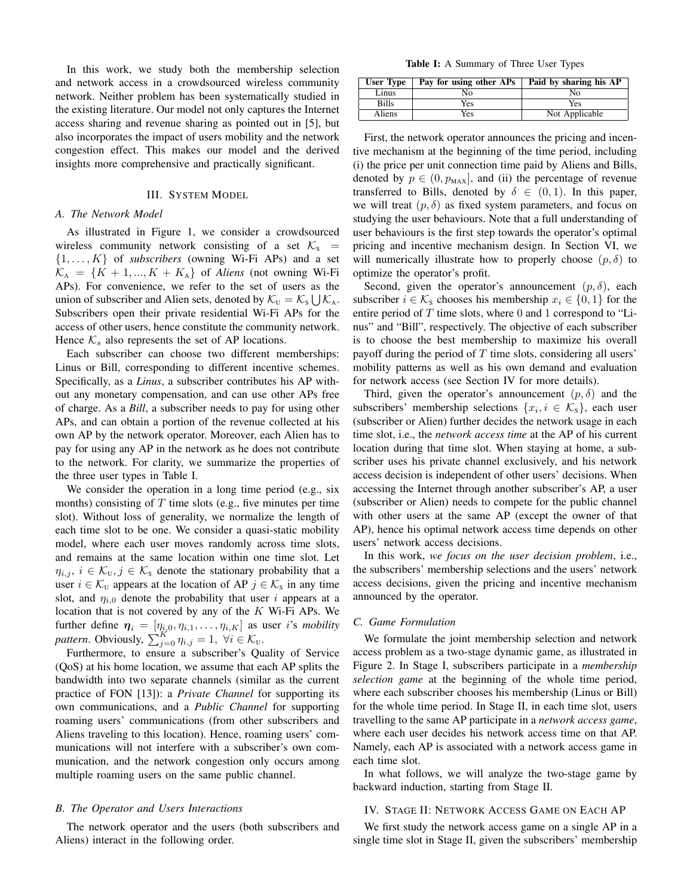In this work, we study both the membership selection and network access in a crowdsourced wireless community network. Neither problem has been systematically studied in the existing literature. Our model not only captures the Internet access sharing and revenue sharing as pointed out in [5], but also incorporates the impact of users mobility and the network congestion effect. This makes our model and the derived insights more comprehensive and practically significant.

## III. System Model

### A. The Network Model

As illustrated in Figure 1, we consider a crowdsourced wireless community network consisting of a set $\mathcal{K}_{\text{S}} = \{1, \ldots, K\}$ of *subscribers* (owning Wi-Fi APs) and a set $\mathcal{K}_{\text{A}} = \{K+1, ..., K+K_{\text{A}}\}$ of *Aliens* (not owning Wi-Fi APs). For convenience, we refer to the set of users as the union of subscriber and Alien sets, denoted by $\mathcal{K}_{\text{U}} = \mathcal{K}_{\text{S}} \bigcup \mathcal{K}_{\text{A}}$. Subscribers open their private residential Wi-Fi APs for the access of other users, hence constitute the community network. Hence $\mathcal{K}_s$ also represents the set of AP locations.

Each subscriber can choose two different memberships: Linus or Bill, corresponding to different incentive schemes. Specifically, as a ***Linus***, a subscriber contributes his AP without any monetary compensation, and can use other APs free of charge. As a ***Bill***, a subscriber needs to pay for using other APs, and can obtain a portion of the revenue collected at his own AP by the network operator. Moreover, each Alien has to pay for using any AP in the network as he does not contribute to the network. For clarity, we summarize the properties of the three user types in Table I.

We consider the operation in a long time period (e.g., six months) consisting of $T$ time slots (e.g., five minutes per time slot). Without loss of generality, we normalize the length of each time slot to be one. We consider a quasi-static mobility model, where each user moves randomly across time slots, and remains at the same location within one time slot. Let $\eta_{i,j},\ i \in \mathcal{K}_{\text{U}}, j \in \mathcal{K}_{\text{S}}$ denote the stationary probability that a user $i \in \mathcal{K}_{\text{U}}$ appears at the location of AP $j \in \mathcal{K}_{\text{S}}$ in any time slot, and $\eta_{i,0}$ denote the probability that user $i$ appears at a location that is not covered by any of the $K$ Wi-Fi APs. We further define $\boldsymbol{\eta}_i = [\eta_{i,0}, \eta_{i,1}, \ldots, \eta_{i,K}]$ as user $i$'s *mobility pattern*. Obviously, $\sum_{j=0}^{K} \eta_{i,j} = 1,\ \forall i \in \mathcal{K}_{\text{U}}$.

Furthermore, to ensure a subscriber's Quality of Service (QoS) at his home location, we assume that each AP splits the bandwidth into two separate channels (similar as the current practice of FON [13]): a *Private Channel* for supporting its own communications, and a *Public Channel* for supporting roaming users' communications (from other subscribers and Aliens traveling to this location). Hence, roaming users' communications will not interfere with a subscriber's own communication, and the network congestion only occurs among multiple roaming users on the same public channel.

### B. The Operator and Users Interactions

The network operator and the users (both subscribers and Aliens) interact in the following order.

**Table I:** A Summary of Three User Types

| User Type | Pay for using other APs | Paid by sharing his AP |
|---|---|---|
| Linus | No | No |
| Bills | Yes | Yes |
| Aliens | Yes | Not Applicable |

First, the network operator announces the pricing and incentive mechanism at the beginning of the time period, including (i) the price per unit connection time paid by Aliens and Bills, denoted by $p \in (0, p_{\text{MAX}}]$, and (ii) the percentage of revenue transferred to Bills, denoted by $\delta \in (0,1)$. In this paper, we will treat $(p, \delta)$ as fixed system parameters, and focus on studying the user behaviours. Note that a full understanding of user behaviours is the first step towards the operator's optimal pricing and incentive mechanism design. In Section VI, we will numerically illustrate how to properly choose $(p, \delta)$ to optimize the operator's profit.

Second, given the operator's announcement $(p, \delta)$, each subscriber $i \in \mathcal{K}_{\text{S}}$ chooses his membership $x_i \in \{0, 1\}$ for the entire period of $T$ time slots, where 0 and 1 correspond to "Linus" and "Bill", respectively. The objective of each subscriber is to choose the best membership to maximize his overall payoff during the period of $T$ time slots, considering all users' mobility patterns as well as his own demand and evaluation for network access (see Section IV for more details).

Third, given the operator's announcement $(p, \delta)$ and the subscribers' membership selections $\{x_i, i \in \mathcal{K}_{\text{S}}\}$, each user (subscriber or Alien) further decides the network usage in each time slot, i.e., the *network access time* at the AP of his current location during that time slot. When staying at home, a subscriber uses his private channel exclusively, and his network access decision is independent of other users' decisions. When accessing the Internet through another subscriber's AP, a user (subscriber or Alien) needs to compete for the public channel with other users at the same AP (except the owner of that AP), hence his optimal network access time depends on other users' network access decisions.

In this work, *we focus on the user decision problem*, i.e., the subscribers' membership selections and the users' network access decisions, given the pricing and incentive mechanism announced by the operator.

### C. Game Formulation

We formulate the joint membership selection and network access problem as a two-stage dynamic game, as illustrated in Figure 2. In Stage I, subscribers participate in a *membership selection game* at the beginning of the whole time period, where each subscriber chooses his membership (Linus or Bill) for the whole time period. In Stage II, in each time slot, users travelling to the same AP participate in a *network access game*, where each user decides his network access time on that AP. Namely, each AP is associated with a network access game in each time slot.

In what follows, we will analyze the two-stage game by backward induction, starting from Stage II.

## IV. Stage II: Network Access Game on Each AP

We first study the network access game on a single AP in a single time slot in Stage II, given the subscribers' membership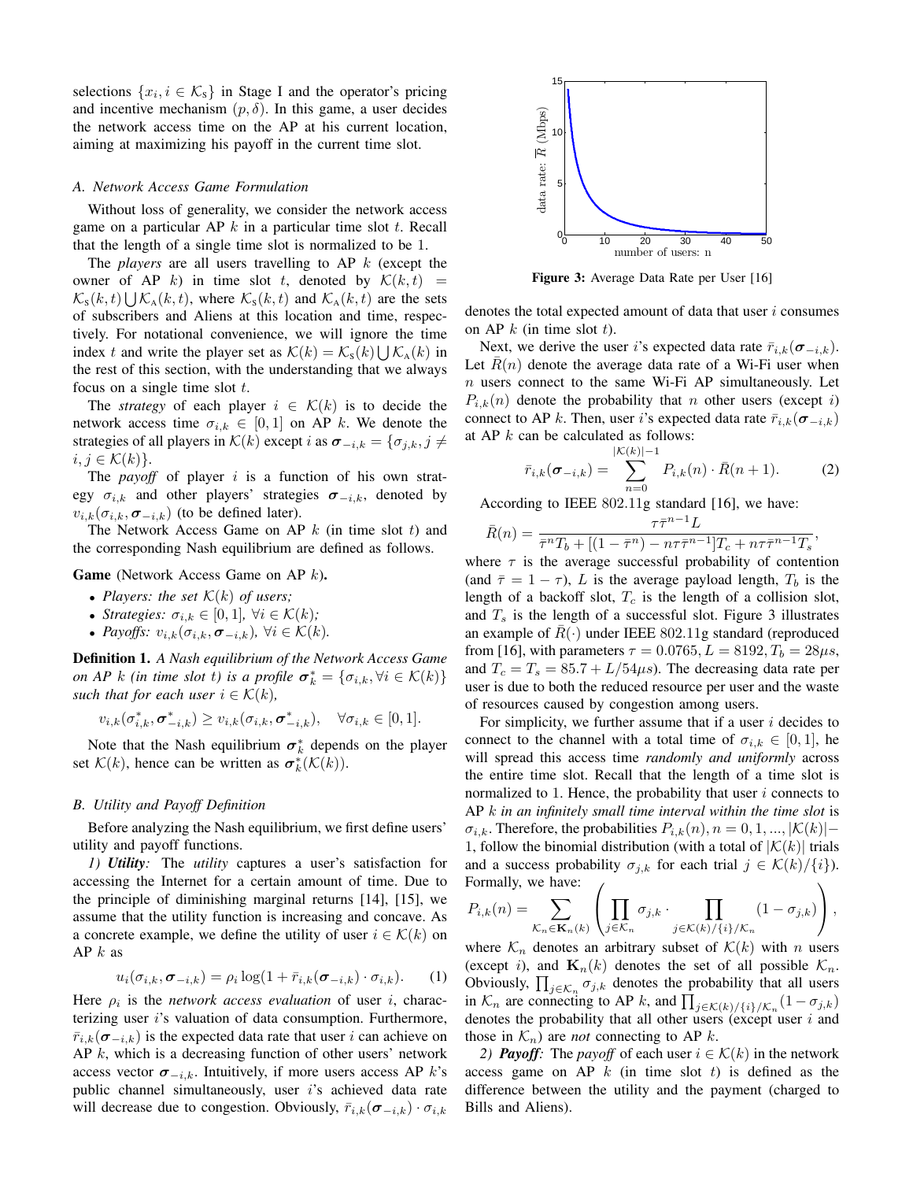selections $\{x_i, i \in \mathcal{K}_S\}$ in Stage I and the operator's pricing and incentive mechanism $(p, \delta)$. In this game, a user decides the network access time on the AP at his current location, aiming at maximizing his payoff in the current time slot.

### *A. Network Access Game Formulation*

Without loss of generality, we consider the network access game on a particular AP $k$ in a particular time slot $t$. Recall that the length of a single time slot is normalized to 1.

The *players* are all users travelling to AP $k$ (except the owner of AP $k$) in time slot $t$, denoted by $\mathcal{K}(k, t) = \mathcal{K}_S(k, t) \bigcup \mathcal{K}_A(k, t)$, where $\mathcal{K}_S(k, t)$ and $\mathcal{K}_A(k, t)$ are the sets of subscribers and Aliens at this location and time, respectively. For notational convenience, we will ignore the time index $t$ and write the player set as $\mathcal{K}(k) = \mathcal{K}_S(k) \bigcup \mathcal{K}_A(k)$ in the rest of this section, with the understanding that we always focus on a single time slot $t$.

The *strategy* of each player $i \in \mathcal{K}(k)$ is to decide the network access time $\sigma_{i,k} \in [0, 1]$ on AP $k$. We denote the strategies of all players in $\mathcal{K}(k)$ except $i$ as $\boldsymbol{\sigma}_{-i,k} = \{\sigma_{j,k}, j \neq i, j \in \mathcal{K}(k)\}$.

The *payoff* of player $i$ is a function of his own strategy $\sigma_{i,k}$ and other players' strategies $\boldsymbol{\sigma}_{-i,k}$, denoted by $v_{i,k}(\sigma_{i,k}, \boldsymbol{\sigma}_{-i,k})$ (to be defined later).

The Network Access Game on AP $k$ (in time slot $t$) and the corresponding Nash equilibrium are defined as follows.

**Game** (Network Access Game on AP $k$)**.**

- *Players: the set* $\mathcal{K}(k)$ *of users;*
- *Strategies:* $\sigma_{i,k} \in [0, 1]$, $\forall i \in \mathcal{K}(k)$*;*
- *Payoffs:* $v_{i,k}(\sigma_{i,k}, \boldsymbol{\sigma}_{-i,k})$, $\forall i \in \mathcal{K}(k)$*.*

**Definition 1.** *A Nash equilibrium of the Network Access Game on AP $k$ (in time slot $t$) is a profile $\boldsymbol{\sigma}_k^* = \{\sigma_{i,k}, \forall i \in \mathcal{K}(k)\}$ such that for each user $i \in \mathcal{K}(k)$,*

$$v_{i,k}(\sigma_{i,k}^*, \boldsymbol{\sigma}_{-i,k}^*) \geq v_{i,k}(\sigma_{i,k}, \boldsymbol{\sigma}_{-i,k}^*), \quad \forall \sigma_{i,k} \in [0, 1].$$

Note that the Nash equilibrium $\boldsymbol{\sigma}_k^*$ depends on the player set $\mathcal{K}(k)$, hence can be written as $\boldsymbol{\sigma}_k^*(\mathcal{K}(k))$.

### *B. Utility and Payoff Definition*

Before analyzing the Nash equilibrium, we first define users' utility and payoff functions.

*1)* ***Utility****:* The *utility* captures a user's satisfaction for accessing the Internet for a certain amount of time. Due to the principle of diminishing marginal returns [14], [15], we assume that the utility function is increasing and concave. As a concrete example, we define the utility of user $i \in \mathcal{K}(k)$ on AP $k$ as

$$u_i(\sigma_{i,k}, \boldsymbol{\sigma}_{-i,k}) = \rho_i \log(1 + \bar{r}_{i,k}(\boldsymbol{\sigma}_{-i,k}) \cdot \sigma_{i,k}). \qquad (1)$$

Here $\rho_i$ is the *network access evaluation* of user $i$, characterizing user $i$'s valuation of data consumption. Furthermore, $\bar{r}_{i,k}(\boldsymbol{\sigma}_{-i,k})$ is the expected data rate that user $i$ can achieve on AP $k$, which is a decreasing function of other users' network access vector $\boldsymbol{\sigma}_{-i,k}$. Intuitively, if more users access AP $k$'s public channel simultaneously, user $i$'s achieved data rate will decrease due to congestion. Obviously, $\bar{r}_{i,k}(\boldsymbol{\sigma}_{-i,k}) \cdot \sigma_{i,k}$ denotes the total expected amount of data that user $i$ consumes on AP $k$ (in time slot $t$).

**Figure 3:** Average Data Rate per User [16]

Next, we derive the user $i$'s expected data rate $\bar{r}_{i,k}(\boldsymbol{\sigma}_{-i,k})$. Let $\bar{R}(n)$ denote the average data rate of a Wi-Fi user when $n$ users connect to the same Wi-Fi AP simultaneously. Let $P_{i,k}(n)$ denote the probability that $n$ other users (except $i$) connect to AP $k$. Then, user $i$'s expected data rate $\bar{r}_{i,k}(\boldsymbol{\sigma}_{-i,k})$ at AP $k$ can be calculated as follows:

$$\bar{r}_{i,k}(\boldsymbol{\sigma}_{-i,k}) = \sum_{n=0}^{|\mathcal{K}(k)|-1} P_{i,k}(n) \cdot \bar{R}(n+1). \qquad (2)$$

According to IEEE 802.11g standard [16], we have:

$$\bar{R}(n) = \frac{\tau \bar{\tau}^{n-1} L}{\bar{\tau}^n T_b + [(1 - \bar{\tau}^n) - n\tau\bar{\tau}^{n-1}]T_c + n\tau\bar{\tau}^{n-1}T_s},$$

where $\tau$ is the average successful probability of contention (and $\bar{\tau} = 1 - \tau$), $L$ is the average payload length, $T_b$ is the length of a backoff slot, $T_c$ is the length of a collision slot, and $T_s$ is the length of a successful slot. Figure 3 illustrates an example of $\bar{R}(\cdot)$ under IEEE 802.11g standard (reproduced from [16], with parameters $\tau = 0.0765, L = 8192, T_b = 28\mu s$, and $T_c = T_s = 85.7 + L/54\mu s$). The decreasing data rate per user is due to both the reduced resource per user and the waste of resources caused by congestion among users.

For simplicity, we further assume that if a user $i$ decides to connect to the channel with a total time of $\sigma_{i,k} \in [0, 1]$, he will spread this access time *randomly and uniformly* across the entire time slot. Recall that the length of a time slot is normalized to 1. Hence, the probability that user $i$ connects to AP $k$ *in an infinitely small time interval within the time slot* is $\sigma_{i,k}$. Therefore, the probabilities $P_{i,k}(n), n = 0, 1, ..., |\mathcal{K}(k)| - 1$, follow the binomial distribution (with a total of $|\mathcal{K}(k)|$ trials and a success probability $\sigma_{j,k}$ for each trial $j \in \mathcal{K}(k)/\{i\}$). Formally, we have:

$$P_{i,k}(n) = \sum_{\mathcal{K}_n \in \mathbf{K}_n(k)} \left( \prod_{j \in \mathcal{K}_n} \sigma_{j,k} \cdot \prod_{j \in \mathcal{K}(k)/\{i\}/\mathcal{K}_n} (1 - \sigma_{j,k}) \right),$$

where $\mathcal{K}_n$ denotes an arbitrary subset of $\mathcal{K}(k)$ with $n$ users (except $i$), and $\mathbf{K}_n(k)$ denotes the set of all possible $\mathcal{K}_n$. Obviously, $\prod_{j \in \mathcal{K}_n} \sigma_{j,k}$ denotes the probability that all users in $\mathcal{K}_n$ are connecting to AP $k$, and $\prod_{j \in \mathcal{K}(k)/\{i\}/\mathcal{K}_n} (1 - \sigma_{j,k})$ denotes the probability that all other users (except user $i$ and those in $\mathcal{K}_n$) are *not* connecting to AP $k$.

*2)* ***Payoff****:* The *payoff* of each user $i \in \mathcal{K}(k)$ in the network access game on AP $k$ (in time slot $t$) is defined as the difference between the utility and the payment (charged to Bills and Aliens).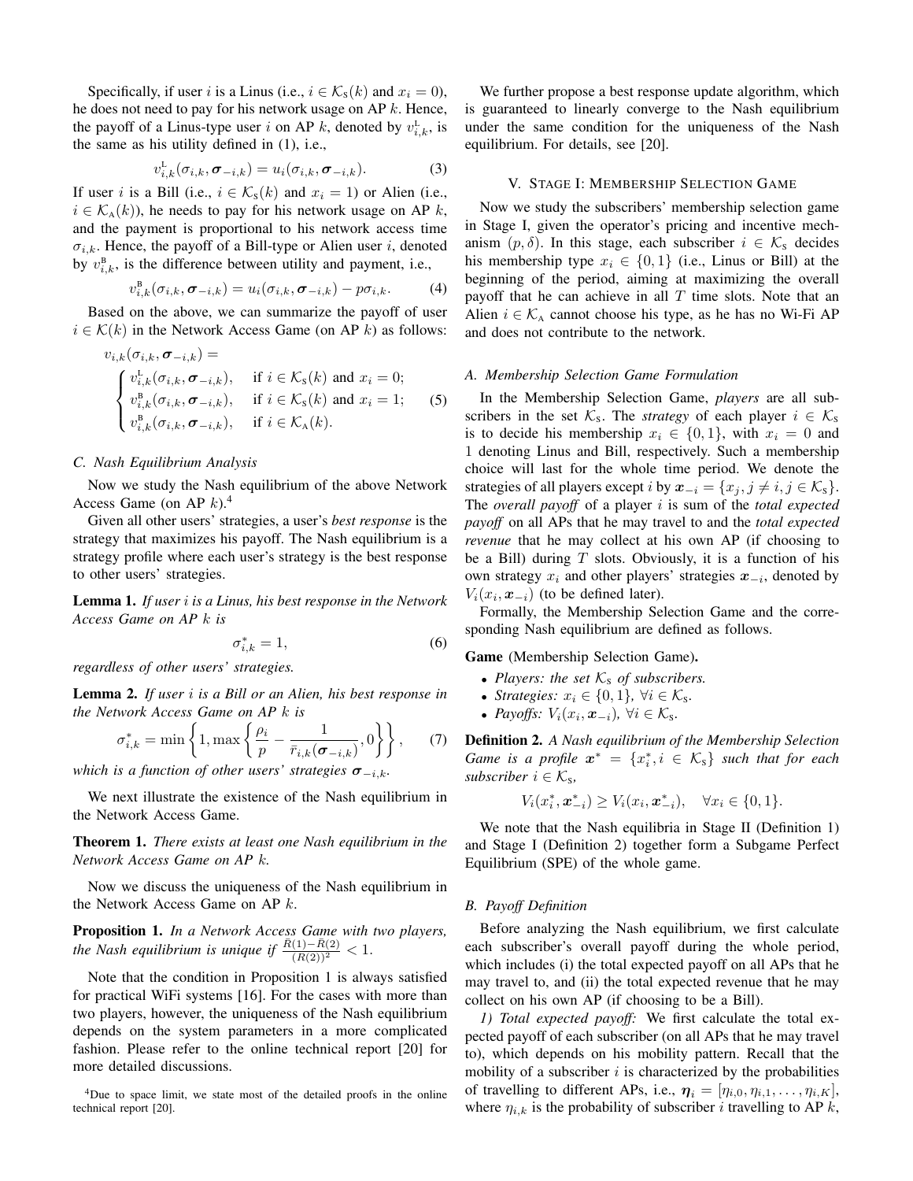Specifically, if user $i$ is a Linus (i.e., $i \in \mathcal{K}_{\text{S}}(k)$ and $x_i = 0$), he does not need to pay for his network usage on AP $k$. Hence, the payoff of a Linus-type user $i$ on AP $k$, denoted by $v_{i,k}^{\text{L}}$, is the same as his utility defined in (1), i.e.,

$$v_{i,k}^{\text{L}}(\sigma_{i,k}, \boldsymbol{\sigma}_{-i,k}) = u_i(\sigma_{i,k}, \boldsymbol{\sigma}_{-i,k}). \tag{3}$$

If user $i$ is a Bill (i.e., $i \in \mathcal{K}_{\text{S}}(k)$ and $x_i = 1$) or Alien (i.e., $i \in \mathcal{K}_{\text{A}}(k)$), he needs to pay for his network usage on AP $k$, and the payment is proportional to his network access time $\sigma_{i,k}$. Hence, the payoff of a Bill-type or Alien user $i$, denoted by $v_{i,k}^{\text{B}}$, is the difference between utility and payment, i.e.,

$$v_{i,k}^{\text{B}}(\sigma_{i,k}, \boldsymbol{\sigma}_{-i,k}) = u_i(\sigma_{i,k}, \boldsymbol{\sigma}_{-i,k}) - p\sigma_{i,k}. \tag{4}$$

Based on the above, we can summarize the payoff of user $i \in \mathcal{K}(k)$ in the Network Access Game (on AP $k$) as follows:

$$v_{i,k}(\sigma_{i,k}, \boldsymbol{\sigma}_{-i,k}) = \begin{cases} v_{i,k}^{\text{L}}(\sigma_{i,k}, \boldsymbol{\sigma}_{-i,k}), & \text{if } i \in \mathcal{K}_{\text{S}}(k) \text{ and } x_i = 0; \\ v_{i,k}^{\text{B}}(\sigma_{i,k}, \boldsymbol{\sigma}_{-i,k}), & \text{if } i \in \mathcal{K}_{\text{S}}(k) \text{ and } x_i = 1; \\ v_{i,k}^{\text{B}}(\sigma_{i,k}, \boldsymbol{\sigma}_{-i,k}), & \text{if } i \in \mathcal{K}_{\text{A}}(k). \end{cases} \tag{5}$$

### C. Nash Equilibrium Analysis

Now we study the Nash equilibrium of the above Network Access Game (on AP $k$).[4]

Given all other users' strategies, a user's *best response* is the strategy that maximizes his payoff. The Nash equilibrium is a strategy profile where each user's strategy is the best response to other users' strategies.

**Lemma 1.** *If user $i$ is a Linus, his best response in the Network Access Game on AP $k$ is*

$$\sigma_{i,k}^* = 1, \tag{6}$$

*regardless of other users' strategies.*

**Lemma 2.** *If user $i$ is a Bill or an Alien, his best response in the Network Access Game on AP $k$ is*

$$\sigma_{i,k}^* = \min\left\{1, \max\left\{\frac{\rho_i}{p} - \frac{1}{\bar{r}_{i,k}(\boldsymbol{\sigma}_{-i,k})}, 0\right\}\right\}, \tag{7}$$

*which is a function of other users' strategies $\boldsymbol{\sigma}_{-i,k}$.*

We next illustrate the existence of the Nash equilibrium in the Network Access Game.

**Theorem 1.** *There exists at least one Nash equilibrium in the Network Access Game on AP $k$.*

Now we discuss the uniqueness of the Nash equilibrium in the Network Access Game on AP $k$.

**Proposition 1.** *In a Network Access Game with two players, the Nash equilibrium is unique if $\frac{\bar{R}(1)-\bar{R}(2)}{(R(2))^2} < 1$.*

Note that the condition in Proposition 1 is always satisfied for practical WiFi systems [16]. For the cases with more than two players, however, the uniqueness of the Nash equilibrium depends on the system parameters in a more complicated fashion. Please refer to the online technical report [20] for more detailed discussions.

[4] Due to space limit, we state most of the detailed proofs in the online technical report [20].

We further propose a best response update algorithm, which is guaranteed to linearly converge to the Nash equilibrium under the same condition for the uniqueness of the Nash equilibrium. For details, see [20].

## V. Stage I: Membership Selection Game

Now we study the subscribers' membership selection game in Stage I, given the operator's pricing and incentive mechanism $(p, \delta)$. In this stage, each subscriber $i \in \mathcal{K}_{\text{S}}$ decides his membership type $x_i \in \{0, 1\}$ (i.e., Linus or Bill) at the beginning of the period, aiming at maximizing the overall payoff that he can achieve in all $T$ time slots. Note that an Alien $i \in \mathcal{K}_{\text{A}}$ cannot choose his type, as he has no Wi-Fi AP and does not contribute to the network.

### A. Membership Selection Game Formulation

In the Membership Selection Game, *players* are all subscribers in the set $\mathcal{K}_{\text{S}}$. The *strategy* of each player $i \in \mathcal{K}_{\text{S}}$ is to decide his membership $x_i \in \{0, 1\}$, with $x_i = 0$ and 1 denoting Linus and Bill, respectively. Such a membership choice will last for the whole time period. We denote the strategies of all players except $i$ by $\boldsymbol{x}_{-i} = \{x_j, j \neq i, j \in \mathcal{K}_{\text{S}}\}$. The *overall payoff* of a player $i$ is sum of the *total expected payoff* on all APs that he may travel to and the *total expected revenue* that he may collect at his own AP (if choosing to be a Bill) during $T$ slots. Obviously, it is a function of his own strategy $x_i$ and other players' strategies $\boldsymbol{x}_{-i}$, denoted by $V_i(x_i, \boldsymbol{x}_{-i})$ (to be defined later).

Formally, the Membership Selection Game and the corresponding Nash equilibrium are defined as follows.

**Game** (Membership Selection Game)**.**

- *Players: the set $\mathcal{K}_{\text{S}}$ of subscribers.*
- *Strategies: $x_i \in \{0, 1\}$, $\forall i \in \mathcal{K}_{\text{S}}$.*
- *Payoffs: $V_i(x_i, \boldsymbol{x}_{-i})$, $\forall i \in \mathcal{K}_{\text{S}}$.*

**Definition 2.** *A Nash equilibrium of the Membership Selection Game is a profile $\boldsymbol{x}^* = \{x_i^*, i \in \mathcal{K}_{\text{S}}\}$ such that for each subscriber $i \in \mathcal{K}_{\text{S}}$,*

$$V_i(x_i^*, \boldsymbol{x}_{-i}^*) \geq V_i(x_i, \boldsymbol{x}_{-i}^*), \quad \forall x_i \in \{0, 1\}.$$

We note that the Nash equilibria in Stage II (Definition 1) and Stage I (Definition 2) together form a Subgame Perfect Equilibrium (SPE) of the whole game.

### B. Payoff Definition

Before analyzing the Nash equilibrium, we first calculate each subscriber's overall payoff during the whole period, which includes (i) the total expected payoff on all APs that he may travel to, and (ii) the total expected revenue that he may collect on his own AP (if choosing to be a Bill).

*1) Total expected payoff:* We first calculate the total expected payoff of each subscriber (on all APs that he may travel to), which depends on his mobility pattern. Recall that the mobility of a subscriber $i$ is characterized by the probabilities of travelling to different APs, i.e., $\boldsymbol{\eta}_i = [\eta_{i,0}, \eta_{i,1}, \ldots, \eta_{i,K}]$, where $\eta_{i,k}$ is the probability of subscriber $i$ travelling to AP $k$,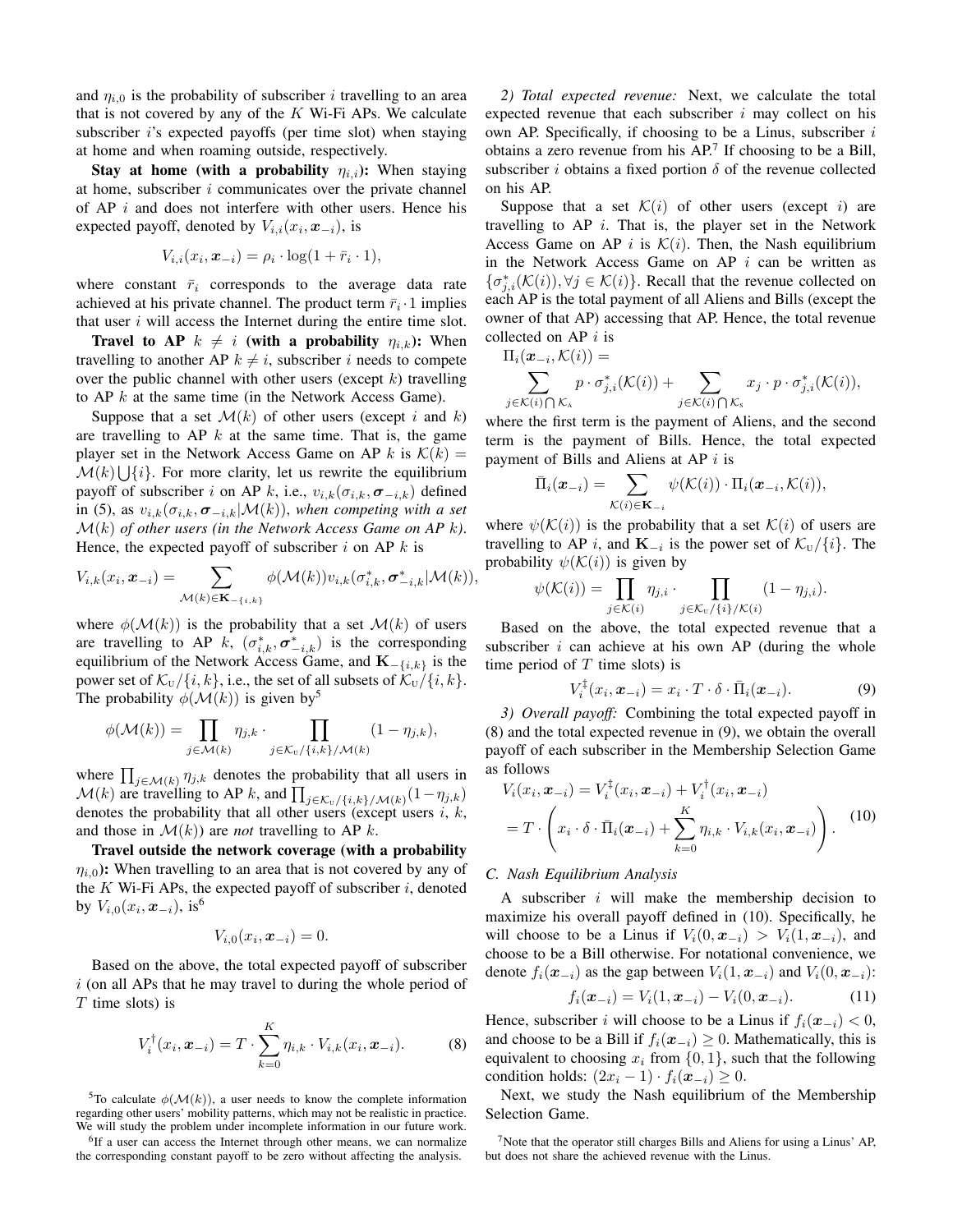and $\eta_{i,0}$ is the probability of subscriber $i$ travelling to an area that is not covered by any of the $K$ Wi-Fi APs. We calculate subscriber $i$'s expected payoffs (per time slot) when staying at home and when roaming outside, respectively.

**Stay at home (with a probability $\eta_{i,i}$):** When staying at home, subscriber $i$ communicates over the private channel of AP $i$ and does not interfere with other users. Hence his expected payoff, denoted by $V_{i,i}(x_i, \boldsymbol{x}_{-i})$, is

$$V_{i,i}(x_i, \boldsymbol{x}_{-i}) = \rho_i \cdot \log(1 + \bar{r}_i \cdot 1),$$

where constant $\bar{r}_i$ corresponds to the average data rate achieved at his private channel. The product term $\bar{r}_i \cdot 1$ implies that user $i$ will access the Internet during the entire time slot.

**Travel to AP $k \neq i$ (with a probability $\eta_{i,k}$):** When travelling to another AP $k \neq i$, subscriber $i$ needs to compete over the public channel with other users (except $k$) travelling to AP $k$ at the same time (in the Network Access Game).

Suppose that a set $\mathcal{M}(k)$ of other users (except $i$ and $k$) are travelling to AP $k$ at the same time. That is, the game player set in the Network Access Game on AP $k$ is $\mathcal{K}(k) = \mathcal{M}(k) \bigcup \{i\}$. For more clarity, let us rewrite the equilibrium payoff of subscriber $i$ on AP $k$, i.e., $v_{i,k}(\sigma_{i,k}, \boldsymbol{\sigma}_{-i,k})$ defined in (5), as $v_{i,k}(\sigma_{i,k}, \boldsymbol{\sigma}_{-i,k} | \mathcal{M}(k))$, *when competing with a set $\mathcal{M}(k)$ of other users (in the Network Access Game on AP $k$)*. Hence, the expected payoff of subscriber $i$ on AP $k$ is

$$V_{i,k}(x_i, \boldsymbol{x}_{-i}) = \sum_{\mathcal{M}(k) \in \mathbf{K}_{-\{i,k\}}} \phi(\mathcal{M}(k)) v_{i,k}(\sigma^*_{i,k}, \boldsymbol{\sigma}^*_{-i,k} | \mathcal{M}(k)),$$

where $\phi(\mathcal{M}(k))$ is the probability that a set $\mathcal{M}(k)$ of users are travelling to AP $k$, $(\sigma^*_{i,k}, \boldsymbol{\sigma}^*_{-i,k})$ is the corresponding equilibrium of the Network Access Game, and $\mathbf{K}_{-\{i,k\}}$ is the power set of $\mathcal{K}_{\text{U}} / \{i, k\}$, i.e., the set of all subsets of $\mathcal{K}_{\text{U}} / \{i, k\}$. The probability $\phi(\mathcal{M}(k))$ is given by[5]

$$\phi(\mathcal{M}(k)) = \prod_{j \in \mathcal{M}(k)} \eta_{j,k} \cdot \prod_{j \in \mathcal{K}_{\text{U}} / \{i,k\} / \mathcal{M}(k)} (1 - \eta_{j,k}),$$

where $\prod_{j \in \mathcal{M}(k)} \eta_{j,k}$ denotes the probability that all users in $\mathcal{M}(k)$ are travelling to AP $k$, and $\prod_{j \in \mathcal{K}_{\text{U}} / \{i,k\} / \mathcal{M}(k)} (1 - \eta_{j,k})$ denotes the probability that all other users (except users $i$, $k$, and those in $\mathcal{M}(k)$) are *not* travelling to AP $k$.

**Travel outside the network coverage (with a probability $\eta_{i,0}$):** When travelling to an area that is not covered by any of the $K$ Wi-Fi APs, the expected payoff of subscriber $i$, denoted by $V_{i,0}(x_i, \boldsymbol{x}_{-i})$, is[6]

$$V_{i,0}(x_i, \boldsymbol{x}_{-i}) = 0.$$

Based on the above, the total expected payoff of subscriber $i$ (on all APs that he may travel to during the whole period of $T$ time slots) is

$$V_i^{\dagger}(x_i, \boldsymbol{x}_{-i}) = T \cdot \sum_{k=0}^{K} \eta_{i,k} \cdot V_{i,k}(x_i, \boldsymbol{x}_{-i}). \tag{8}$$

*2) Total expected revenue:* Next, we calculate the total expected revenue that each subscriber $i$ may collect on his own AP. Specifically, if choosing to be a Linus, subscriber $i$ obtains a zero revenue from his AP.[7] If choosing to be a Bill, subscriber $i$ obtains a fixed portion $\delta$ of the revenue collected on his AP.

Suppose that a set $\mathcal{K}(i)$ of other users (except $i$) are travelling to AP $i$. That is, the player set in the Network Access Game on AP $i$ is $\mathcal{K}(i)$. Then, the Nash equilibrium in the Network Access Game on AP $i$ can be written as $\{\sigma^*_{j,i}(\mathcal{K}(i)), \forall j \in \mathcal{K}(i)\}$. Recall that the revenue collected on each AP is the total payment of all Aliens and Bills (except the owner of that AP) accessing that AP. Hence, the total revenue collected on AP $i$ is

$$\Pi_i(\boldsymbol{x}_{-i}, \mathcal{K}(i)) = \sum_{j \in \mathcal{K}(i) \bigcap \mathcal{K}_{\text{A}}} p \cdot \sigma^*_{j,i}(\mathcal{K}(i)) + \sum_{j \in \mathcal{K}(i) \bigcap \mathcal{K}_{\text{S}}} x_j \cdot p \cdot \sigma^*_{j,i}(\mathcal{K}(i)),$$

where the first term is the payment of Aliens, and the second term is the payment of Bills. Hence, the total expected payment of Bills and Aliens at AP $i$ is

$$\bar{\Pi}_i(\boldsymbol{x}_{-i}) = \sum_{\mathcal{K}(i) \in \mathbf{K}_{-i}} \psi(\mathcal{K}(i)) \cdot \Pi_i(\boldsymbol{x}_{-i}, \mathcal{K}(i)),$$

where $\psi(\mathcal{K}(i))$ is the probability that a set $\mathcal{K}(i)$ of users are travelling to AP $i$, and $\mathbf{K}_{-i}$ is the power set of $\mathcal{K}_{\text{U}} / \{i\}$. The probability $\psi(\mathcal{K}(i))$ is given by

$$\psi(\mathcal{K}(i)) = \prod_{j \in \mathcal{K}(i)} \eta_{j,i} \cdot \prod_{j \in \mathcal{K}_{\text{U}} / \{i\} / \mathcal{K}(i)} (1 - \eta_{j,i}).$$

Based on the above, the total expected revenue that a subscriber $i$ can achieve at his own AP (during the whole time period of $T$ time slots) is

$$V_i^{\ddagger}(x_i, \boldsymbol{x}_{-i}) = x_i \cdot T \cdot \delta \cdot \bar{\Pi}_i(\boldsymbol{x}_{-i}). \tag{9}$$

*3) Overall payoff:* Combining the total expected payoff in (8) and the total expected revenue in (9), we obtain the overall payoff of each subscriber in the Membership Selection Game as follows

$$\begin{aligned} V_i(x_i, \boldsymbol{x}_{-i}) &= V_i^{\ddagger}(x_i, \boldsymbol{x}_{-i}) + V_i^{\dagger}(x_i, \boldsymbol{x}_{-i}) \\ &= T \cdot \left( x_i \cdot \delta \cdot \bar{\Pi}_i(\boldsymbol{x}_{-i}) + \sum_{k=0}^{K} \eta_{i,k} \cdot V_{i,k}(x_i, \boldsymbol{x}_{-i}) \right). \end{aligned} \tag{10}$$

### C. Nash Equilibrium Analysis

A subscriber $i$ will make the membership decision to maximize his overall payoff defined in (10). Specifically, he will choose to be a Linus if $V_i(0, \boldsymbol{x}_{-i}) > V_i(1, \boldsymbol{x}_{-i})$, and choose to be a Bill otherwise. For notational convenience, we denote $f_i(\boldsymbol{x}_{-i})$ as the gap between $V_i(1, \boldsymbol{x}_{-i})$ and $V_i(0, \boldsymbol{x}_{-i})$:

$$f_i(\boldsymbol{x}_{-i}) = V_i(1, \boldsymbol{x}_{-i}) - V_i(0, \boldsymbol{x}_{-i}). \tag{11}$$

Hence, subscriber $i$ will choose to be a Linus if $f_i(\boldsymbol{x}_{-i}) < 0$, and choose to be a Bill if $f_i(\boldsymbol{x}_{-i}) \geq 0$. Mathematically, this is equivalent to choosing $x_i$ from $\{0, 1\}$, such that the following condition holds: $(2x_i - 1) \cdot f_i(\boldsymbol{x}_{-i}) \geq 0$.

Next, we study the Nash equilibrium of the Membership Selection Game.

[5] To calculate $\phi(\mathcal{M}(k))$, a user needs to know the complete information regarding other users' mobility patterns, which may not be realistic in practice. We will study the problem under incomplete information in our future work.

[6] If a user can access the Internet through other means, we can normalize the corresponding constant payoff to be zero without affecting the analysis.

[7] Note that the operator still charges Bills and Aliens for using a Linus' AP, but does not share the achieved revenue with the Linus.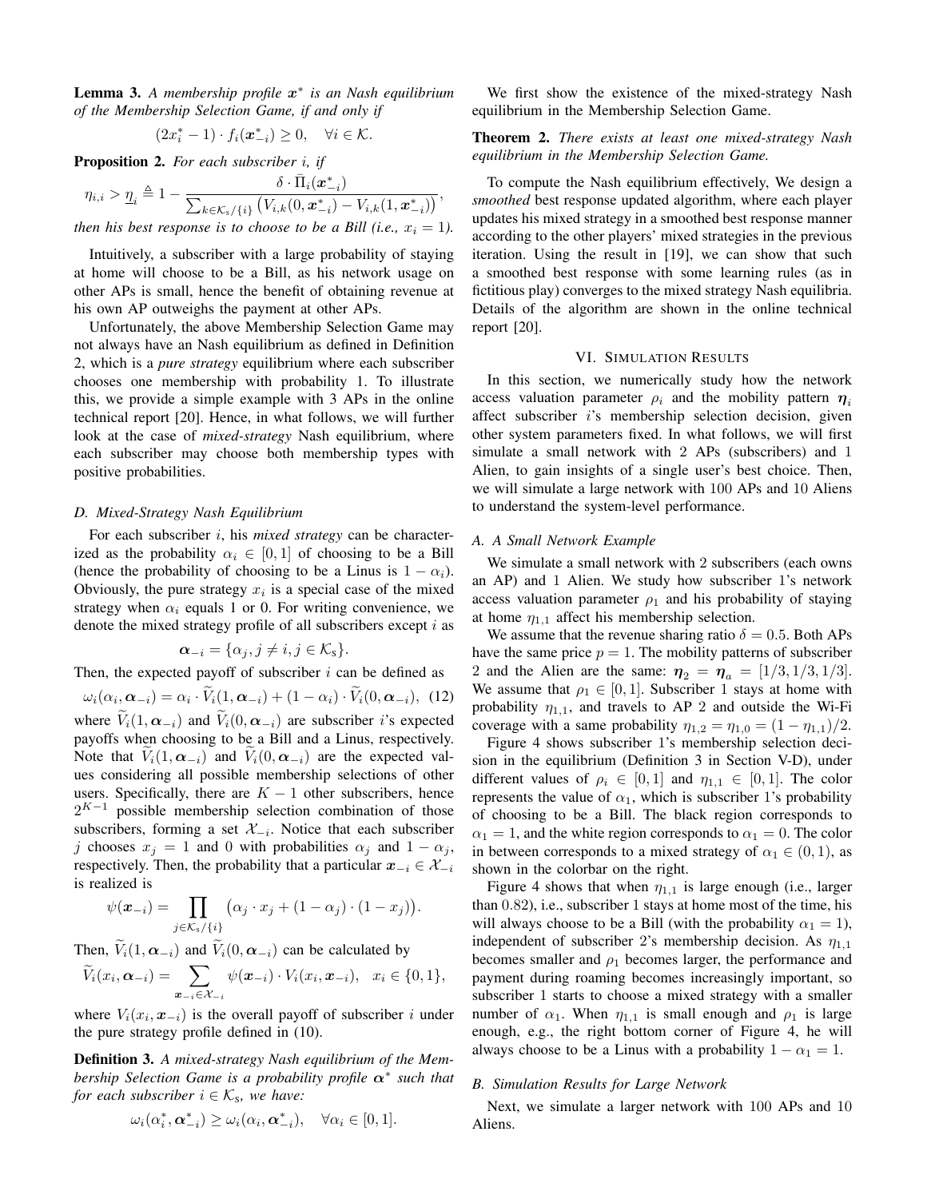**Lemma 3.** *A membership profile $\boldsymbol{x}^*$ is an Nash equilibrium of the Membership Selection Game, if and only if*

$$(2x_i^* - 1) \cdot f_i(\boldsymbol{x}_{-i}^*) \geq 0, \quad \forall i \in \mathcal{K}.$$

**Proposition 2.** *For each subscriber $i$, if*

$$\eta_{i,i} > \underline{\eta}_i \triangleq 1 - \frac{\delta \cdot \bar{\Pi}_i(\boldsymbol{x}_{-i}^*)}{\sum_{k \in \mathcal{K}_s/\{i\}} \left(V_{i,k}(0, \boldsymbol{x}_{-i}^*) - V_{i,k}(1, \boldsymbol{x}_{-i}^*)\right)},$$

*then his best response is to choose to be a Bill (i.e., $x_i = 1$).*

Intuitively, a subscriber with a large probability of staying at home will choose to be a Bill, as his network usage on other APs is small, hence the benefit of obtaining revenue at his own AP outweighs the payment at other APs.

Unfortunately, the above Membership Selection Game may not always have an Nash equilibrium as defined in Definition 2, which is a *pure strategy* equilibrium where each subscriber chooses one membership with probability 1. To illustrate this, we provide a simple example with 3 APs in the online technical report [20]. Hence, in what follows, we will further look at the case of *mixed-strategy* Nash equilibrium, where each subscriber may choose both membership types with positive probabilities.

### D. Mixed-Strategy Nash Equilibrium

For each subscriber $i$, his *mixed strategy* can be characterized as the probability $\alpha_i \in [0, 1]$ of choosing to be a Bill (hence the probability of choosing to be a Linus is $1 - \alpha_i$). Obviously, the pure strategy $x_i$ is a special case of the mixed strategy when $\alpha_i$ equals 1 or 0. For writing convenience, we denote the mixed strategy profile of all subscribers except $i$ as

$$\boldsymbol{\alpha}_{-i} = \{\alpha_j, j \neq i, j \in \mathcal{K}_s\}.$$

Then, the expected payoff of subscriber $i$ can be defined as

$$\omega_i(\alpha_i, \boldsymbol{\alpha}_{-i}) = \alpha_i \cdot \widetilde{V}_i(1, \boldsymbol{\alpha}_{-i}) + (1 - \alpha_i) \cdot \widetilde{V}_i(0, \boldsymbol{\alpha}_{-i}), \quad (12)$$

where $\widetilde{V}_i(1, \boldsymbol{\alpha}_{-i})$ and $\widetilde{V}_i(0, \boldsymbol{\alpha}_{-i})$ are subscriber $i$'s expected payoffs when choosing to be a Bill and a Linus, respectively. Note that $\widetilde{V}_i(1, \boldsymbol{\alpha}_{-i})$ and $\widetilde{V}_i(0, \boldsymbol{\alpha}_{-i})$ are the expected values considering all possible membership selections of other users. Specifically, there are $K - 1$ other subscribers, hence $2^{K-1}$ possible membership selection combination of those subscribers, forming a set $\mathcal{X}_{-i}$. Notice that each subscriber $j$ chooses $x_j = 1$ and 0 with probabilities $\alpha_j$ and $1 - \alpha_j$, respectively. Then, the probability that a particular $\boldsymbol{x}_{-i} \in \mathcal{X}_{-i}$ is realized is

$$\psi(\boldsymbol{x}_{-i}) = \prod_{j \in \mathcal{K}_s/\{i\}} \left(\alpha_j \cdot x_j + (1 - \alpha_j) \cdot (1 - x_j)\right).$$

Then, $\widetilde{V}_i(1, \boldsymbol{\alpha}_{-i})$ and $\widetilde{V}_i(0, \boldsymbol{\alpha}_{-i})$ can be calculated by

$$\widetilde{V}_i(x_i, \boldsymbol{\alpha}_{-i}) = \sum_{\boldsymbol{x}_{-i} \in \mathcal{X}_{-i}} \psi(\boldsymbol{x}_{-i}) \cdot V_i(x_i, \boldsymbol{x}_{-i}), \quad x_i \in \{0, 1\},$$

where $V_i(x_i, \boldsymbol{x}_{-i})$ is the overall payoff of subscriber $i$ under the pure strategy profile defined in (10).

**Definition 3.** *A mixed-strategy Nash equilibrium of the Membership Selection Game is a probability profile $\boldsymbol{\alpha}^*$ such that for each subscriber $i \in \mathcal{K}_s$, we have:*

$$\omega_i(\alpha_i^*, \boldsymbol{\alpha}_{-i}^*) \geq \omega_i(\alpha_i, \boldsymbol{\alpha}_{-i}^*), \quad \forall \alpha_i \in [0, 1].$$

We first show the existence of the mixed-strategy Nash equilibrium in the Membership Selection Game.

**Theorem 2.** *There exists at least one mixed-strategy Nash equilibrium in the Membership Selection Game.*

To compute the Nash equilibrium effectively, We design a *smoothed* best response updated algorithm, where each player updates his mixed strategy in a smoothed best response manner according to the other players' mixed strategies in the previous iteration. Using the result in [19], we can show that such a smoothed best response with some learning rules (as in fictitious play) converges to the mixed strategy Nash equilibria. Details of the algorithm are shown in the online technical report [20].

## VI. Simulation Results

In this section, we numerically study how the network access valuation parameter $\rho_i$ and the mobility pattern $\boldsymbol{\eta}_i$ affect subscriber $i$'s membership selection decision, given other system parameters fixed. In what follows, we will first simulate a small network with 2 APs (subscribers) and 1 Alien, to gain insights of a single user's best choice. Then, we will simulate a large network with 100 APs and 10 Aliens to understand the system-level performance.

### A. A Small Network Example

We simulate a small network with 2 subscribers (each owns an AP) and 1 Alien. We study how subscriber 1's network access valuation parameter $\rho_1$ and his probability of staying at home $\eta_{1,1}$ affect his membership selection.

We assume that the revenue sharing ratio $\delta = 0.5$. Both APs have the same price $p = 1$. The mobility patterns of subscriber 2 and the Alien are the same: $\boldsymbol{\eta}_2 = \boldsymbol{\eta}_a = [1/3, 1/3, 1/3]$. We assume that $\rho_1 \in [0, 1]$. Subscriber 1 stays at home with probability $\eta_{1,1}$, and travels to AP 2 and outside the Wi-Fi coverage with a same probability $\eta_{1,2} = \eta_{1,0} = (1 - \eta_{1,1})/2$.

Figure 4 shows subscriber 1's membership selection decision in the equilibrium (Definition 3 in Section V-D), under different values of $\rho_i \in [0, 1]$ and $\eta_{1,1} \in [0, 1]$. The color represents the value of $\alpha_1$, which is subscriber 1's probability of choosing to be a Bill. The black region corresponds to $\alpha_1 = 1$, and the white region corresponds to $\alpha_1 = 0$. The color in between corresponds to a mixed strategy of $\alpha_1 \in (0, 1)$, as shown in the colorbar on the right.

Figure 4 shows that when $\eta_{1,1}$ is large enough (i.e., larger than 0.82), i.e., subscriber 1 stays at home most of the time, his will always choose to be a Bill (with the probability $\alpha_1 = 1$), independent of subscriber 2's membership decision. As $\eta_{1,1}$ becomes smaller and $\rho_1$ becomes larger, the performance and payment during roaming becomes increasingly important, so subscriber 1 starts to choose a mixed strategy with a smaller number of $\alpha_1$. When $\eta_{1,1}$ is small enough and $\rho_1$ is large enough, e.g., the right bottom corner of Figure 4, he will always choose to be a Linus with a probability $1 - \alpha_1 = 1$.

### B. Simulation Results for Large Network

Next, we simulate a larger network with 100 APs and 10 Aliens.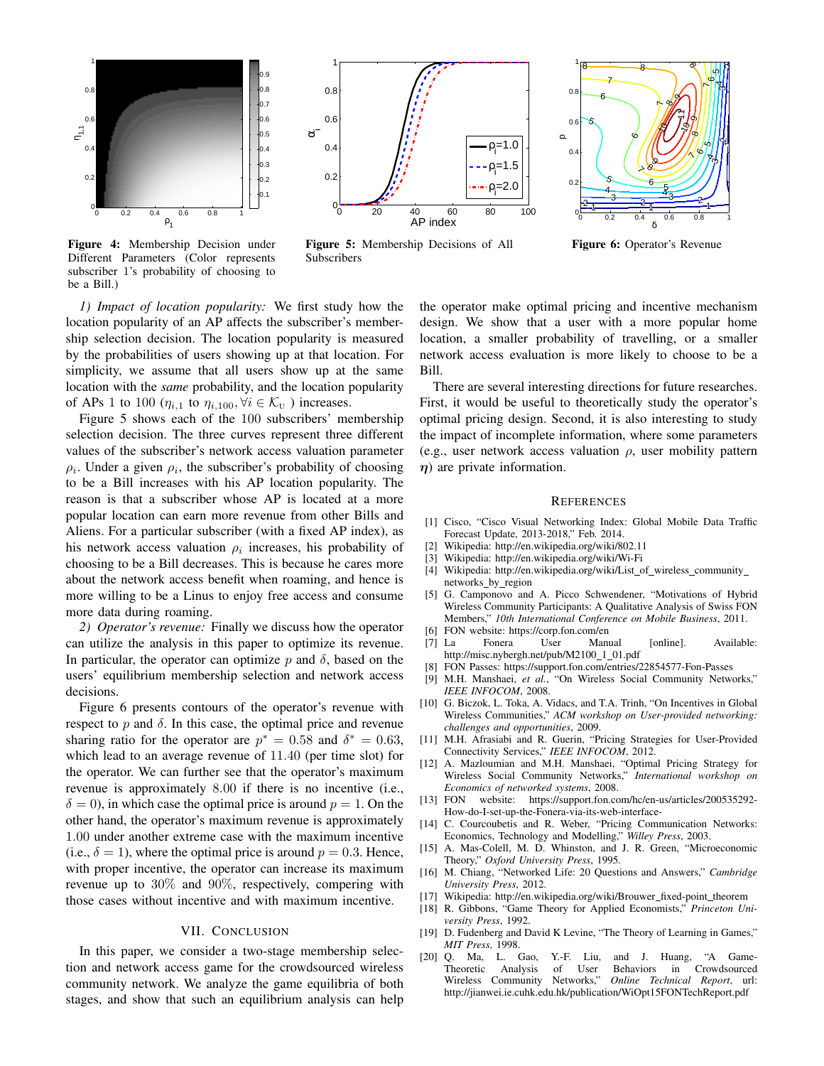0
0.2
0.4
0.6
0.8
1
$\rho_1$
0
0.2
0.4
0.6
0.8
1
$\eta_{1,1}$
0.1
0.2
0.3
0.4
0.5
0.6
0.7
0.8
0.9

**Figure 4:** Membership Decision under Different Parameters (Color represents subscriber 1's probability of choosing to be a Bill.)

0
20
40
60
80
100
AP index
0
0.2
0.4
0.6
0.8
1
$\alpha_i$
$\rho_i$=1.0
$\rho_i$=1.5
$\rho_i$=2.0

**Figure 5:** Membership Decisions of All Subscribers

0
0.2
0.4
0.6
0.8
1
$\delta$
0
0.2
0.4
0.6
0.8
1
p
1
2
3
4
5
6
7
8
9
10
11

**Figure 6:** Operator's Revenue

*1) Impact of location popularity:* We first study how the location popularity of an AP affects the subscriber's membership selection decision. The location popularity is measured by the probabilities of users showing up at that location. For simplicity, we assume that all users show up at the same location with the *same* probability, and the location popularity of APs 1 to 100 ($\eta_{i,1}$ to $\eta_{i,100}, \forall i \in \mathcal{K}_{\text{U}}$ ) increases.

Figure 5 shows each of the 100 subscribers' membership selection decision. The three curves represent three different values of the subscriber's network access valuation parameter $\rho_i$. Under a given $\rho_i$, the subscriber's probability of choosing to be a Bill increases with his AP location popularity. The reason is that a subscriber whose AP is located at a more popular location can earn more revenue from other Bills and Aliens. For a particular subscriber (with a fixed AP index), as his network access valuation $\rho_i$ increases, his probability of choosing to be a Bill decreases. This is because he cares more about the network access benefit when roaming, and hence is more willing to be a Linus to enjoy free access and consume more data during roaming.

*2) Operator's revenue:* Finally we discuss how the operator can utilize the analysis in this paper to optimize its revenue. In particular, the operator can optimize $p$ and $\delta$, based on the users' equilibrium membership selection and network access decisions.

Figure 6 presents contours of the operator's revenue with respect to $p$ and $\delta$. In this case, the optimal price and revenue sharing ratio for the operator are $p^* = 0.58$ and $\delta^* = 0.63$, which lead to an average revenue of $11.40$ (per time slot) for the operator. We can further see that the operator's maximum revenue is approximately $8.00$ if there is no incentive (i.e., $\delta = 0$), in which case the optimal price is around $p = 1$. On the other hand, the operator's maximum revenue is approximately $1.00$ under another extreme case with the maximum incentive (i.e., $\delta = 1$), where the optimal price is around $p = 0.3$. Hence, with proper incentive, the operator can increase its maximum revenue up to $30\%$ and $90\%$, respectively, compering with those cases without incentive and with maximum incentive.

## VII. Conclusion

In this paper, we consider a two-stage membership selection and network access game for the crowdsourced wireless community network. We analyze the game equilibria of both stages, and show that such an equilibrium analysis can help the operator make optimal pricing and incentive mechanism design. We show that a user with a more popular home location, a smaller probability of travelling, or a smaller network access evaluation is more likely to choose to be a Bill.

There are several interesting directions for future researches. First, it would be useful to theoretically study the operator's optimal pricing design. Second, it is also interesting to study the impact of incomplete information, where some parameters (e.g., user network access valuation $\rho$, user mobility pattern $\boldsymbol{\eta}$) are private information.

## References

[1] Cisco, "Cisco Visual Networking Index: Global Mobile Data Traffic Forecast Update, 2013-2018," Feb. 2014.

[2] Wikipedia: http://en.wikipedia.org/wiki/802.11

[3] Wikipedia: http://en.wikipedia.org/wiki/Wi-Fi

[4] Wikipedia: http://en.wikipedia.org/wiki/List_of_wireless_community_networks_by_region

[5] G. Camponovo and A. Picco Schwendener, "Motivations of Hybrid Wireless Community Participants: A Qualitative Analysis of Swiss FON Members," *10th International Conference on Mobile Business*, 2011.

[6] FON website: https://corp.fon.com/en

[7] La Fonera User Manual [online]. Available: http://misc.nybergh.net/pub/M2100_1_01.pdf

[8] FON Passes: https://support.fon.com/entries/22854577-Fon-Passes

[9] M.H. Manshaei, *et al.*, "On Wireless Social Community Networks," *IEEE INFOCOM*, 2008.

[10] G. Biczok, L. Toka, A. Vidacs, and T.A. Trinh, "On Incentives in Global Wireless Communities," *ACM workshop on User-provided networking: challenges and opportunities*, 2009.

[11] M.H. Afrasiabi and R. Guerin, "Pricing Strategies for User-Provided Connectivity Services," *IEEE INFOCOM*, 2012.

[12] A. Mazloumian and M.H. Manshaei, "Optimal Pricing Strategy for Wireless Social Community Networks," *International workshop on Economics of networked systems*, 2008.

[13] FON website: https://support.fon.com/hc/en-us/articles/200535292-How-do-I-set-up-the-Fonera-via-its-web-interface-

[14] C. Courcoubetis and R. Weber, "Pricing Communication Networks: Economics, Technology and Modelling," *Willey Press*, 2003.

[15] A. Mas-Colell, M. D. Whinston, and J. R. Green, "Microeconomic Theory," *Oxford University Press*, 1995.

[16] M. Chiang, "Networked Life: 20 Questions and Answers," *Cambridge University Press*, 2012.

[17] Wikipedia: http://en.wikipedia.org/wiki/Brouwer_fixed-point_theorem

[18] R. Gibbons, "Game Theory for Applied Economists," *Princeton University Press*, 1992.

[19] D. Fudenberg and David K Levine, "The Theory of Learning in Games," *MIT Press*, 1998.

[20] Q. Ma, L. Gao, Y.-F. Liu, and J. Huang, "A Game-Theoretic Analysis of User Behaviors in Crowdsourced Wireless Community Networks," *Online Technical Report*, url: http://jianwei.ie.cuhk.edu.hk/publication/WiOpt15FONTechReport.pdf